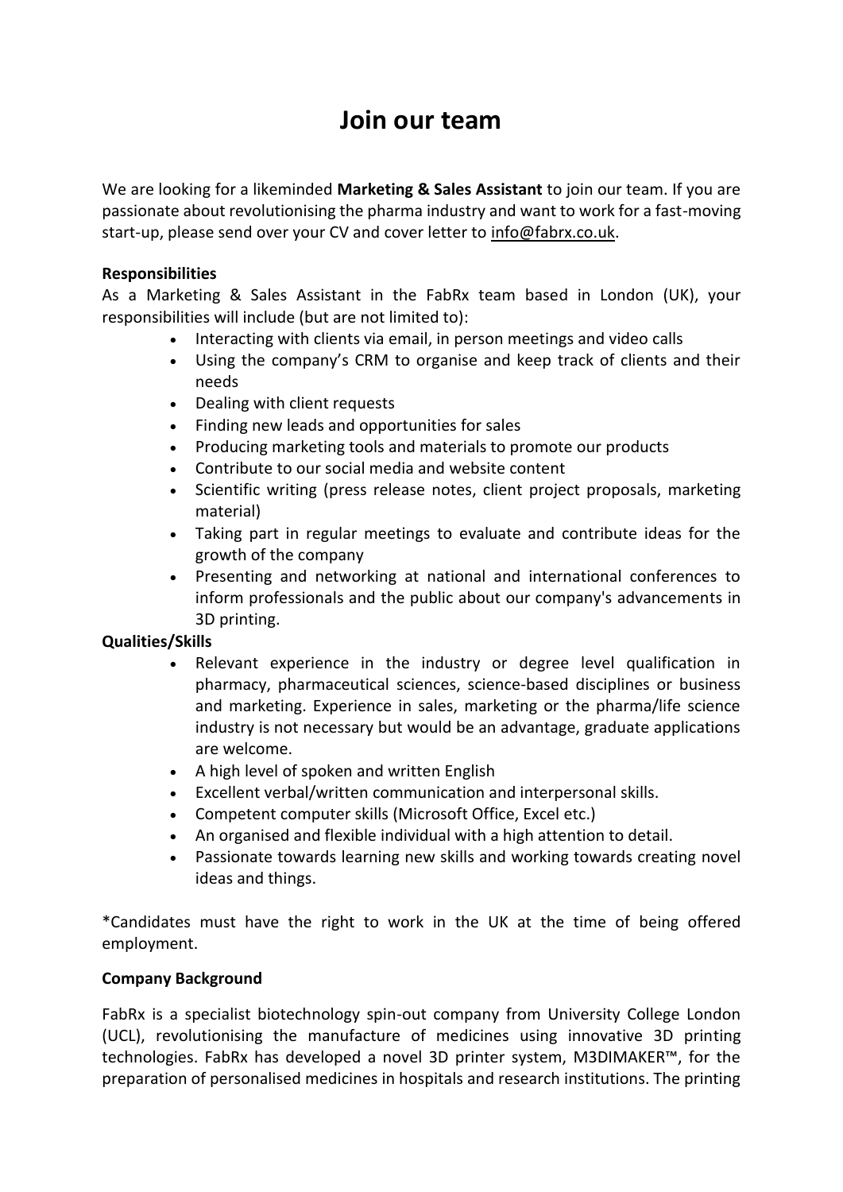# Join our team

We are looking for a likeminded **Marketing & Sales Assistant** to join our team. If you are passionate about revolutionising the pharma industry and want to work for a fast-moving start-up, please send over your CV and cover letter to info@fabrx.co.uk.

**Responsibilities**

As a Marketing & Sales Assistant in the FabRx team based in London (UK), your responsibilities will include (but are not limited to):

- Interacting with clients via email, in person meetings and video calls
- Using the company's CRM to organise and keep track of clients and their needs
- Dealing with client requests
- Finding new leads and opportunities for sales
- Producing marketing tools and materials to promote our products
- Contribute to our social media and website content
- Scientific writing (press release notes, client project proposals, marketing material)
- Taking part in regular meetings to evaluate and contribute ideas for the growth of the company
- Presenting and networking at national and international conferences to inform professionals and the public about our company's advancements in 3D printing.

**Qualities/Skills**

- Relevant experience in the industry or degree level qualification in pharmacy, pharmaceutical sciences, science-based disciplines or business and marketing. Experience in sales, marketing or the pharma/life science industry is not necessary but would be an advantage, graduate applications are welcome.
- A high level of spoken and written English
- Excellent verbal/written communication and interpersonal skills.
- Competent computer skills (Microsoft Office, Excel etc.)
- An organised and flexible individual with a high attention to detail.
- Passionate towards learning new skills and working towards creating novel ideas and things.

*Candidates must have the right to work in the UK at the time of being offered employment.

**Company Background**

FabRx is a specialist biotechnology spin-out company from University College London (UCL), revolutionising the manufacture of medicines using innovative 3D printing technologies. FabRx has developed a novel 3D printer system, M3DIMAKER™, for the preparation of personalised medicines in hospitals and research institutions. The printing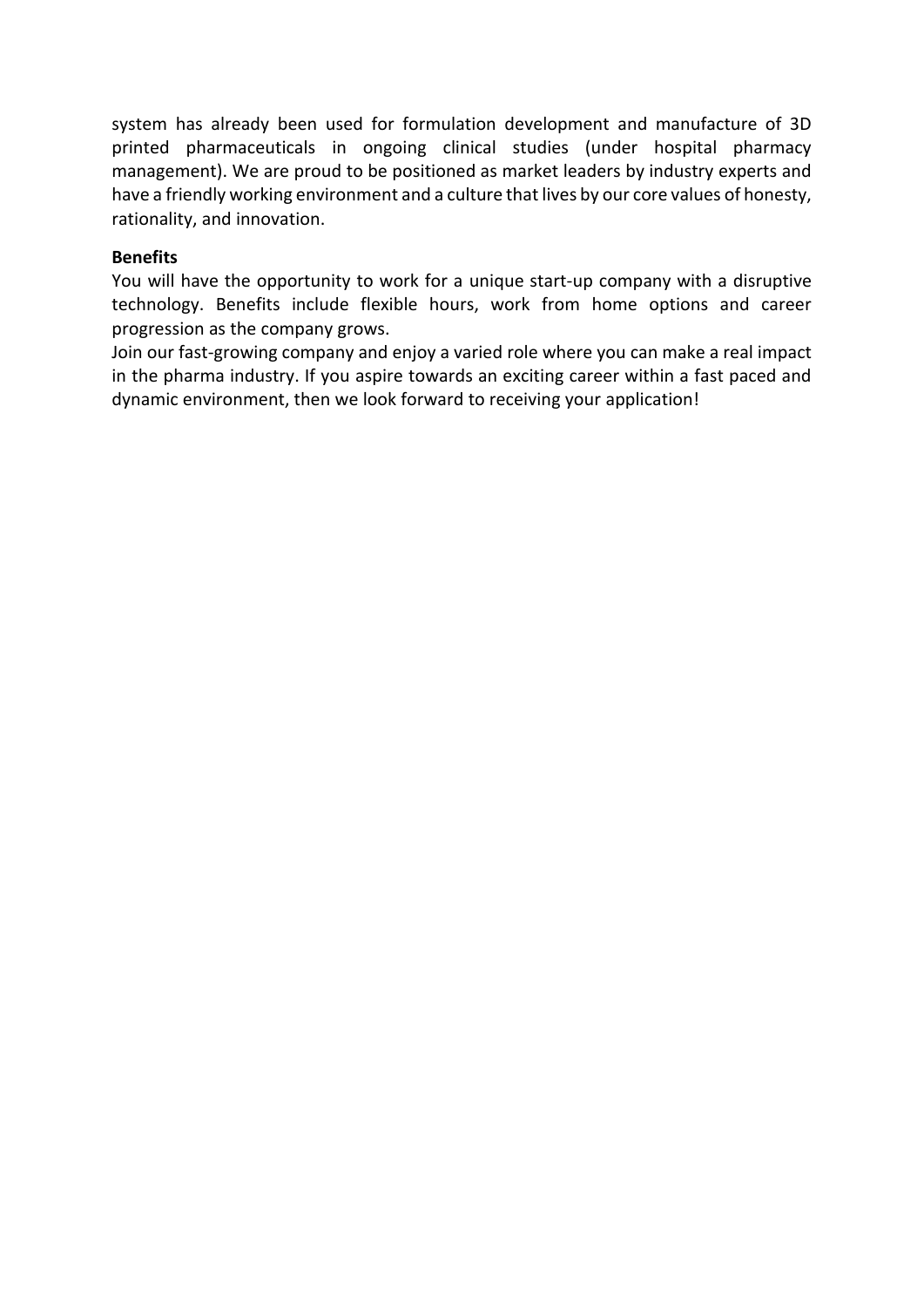system has already been used for formulation development and manufacture of 3D printed pharmaceuticals in ongoing clinical studies (under hospital pharmacy management). We are proud to be positioned as market leaders by industry experts and have a friendly working environment and a culture that lives by our core values of honesty, rationality, and innovation.

**Benefits**

You will have the opportunity to work for a unique start-up company with a disruptive technology. Benefits include flexible hours, work from home options and career progression as the company grows.

Join our fast-growing company and enjoy a varied role where you can make a real impact in the pharma industry. If you aspire towards an exciting career within a fast paced and dynamic environment, then we look forward to receiving your application!